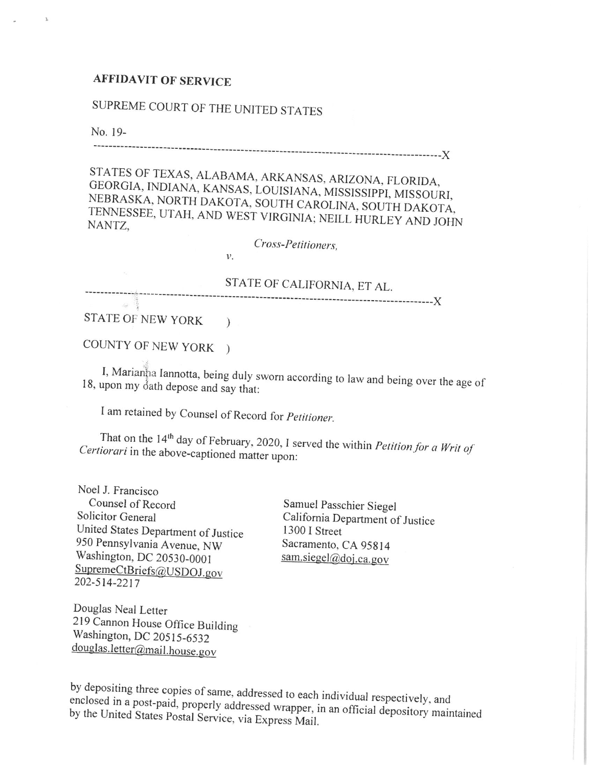**AFFIDAVIT OF SERVICE**

SUPREME COURT OF THE UNITED STATES

No. 19-

------------------------------------------------------------------------------------------X

STATES OF TEXAS, ALABAMA, ARKANSAS, ARIZONA, FLORIDA, GEORGIA, INDIANA, KANSAS, LOUISIANA, MISSISSIPPI, MISSOURI, NEBRASKA, NORTH DAKOTA, SOUTH CAROLINA, SOUTH DAKOTA, TENNESSEE, UTAH, AND WEST VIRGINIA; NEILL HURLEY AND JOHN NANTZ,

*Cross-Petitioners,*

*v.*

STATE OF CALIFORNIA, ET AL.

------------------------------------------------------------------------------------------X

STATE OF NEW YORK )

COUNTY OF NEW YORK )

I, Marianna Iannotta, being duly sworn according to law and being over the age of 18, upon my oath depose and say that:

I am retained by Counsel of Record for *Petitioner*.

That on the 14th day of February, 2020, I served the within *Petition for a Writ of Certiorari* in the above-captioned matter upon:

Noel J. Francisco
Counsel of Record
Solicitor General
United States Department of Justice
950 Pennsylvania Avenue, NW
Washington, DC 20530-0001
SupremeCtBriefs@USDOJ.gov
202-514-2217

Samuel Passchier Siegel
California Department of Justice
1300 I Street
Sacramento, CA 95814
sam.siegel@doj.ca.gov

Douglas Neal Letter
219 Cannon House Office Building
Washington, DC 20515-6532
douglas.letter@mail.house.gov

by depositing three copies of same, addressed to each individual respectively, and enclosed in a post-paid, properly addressed wrapper, in an official depository maintained by the United States Postal Service, via Express Mail.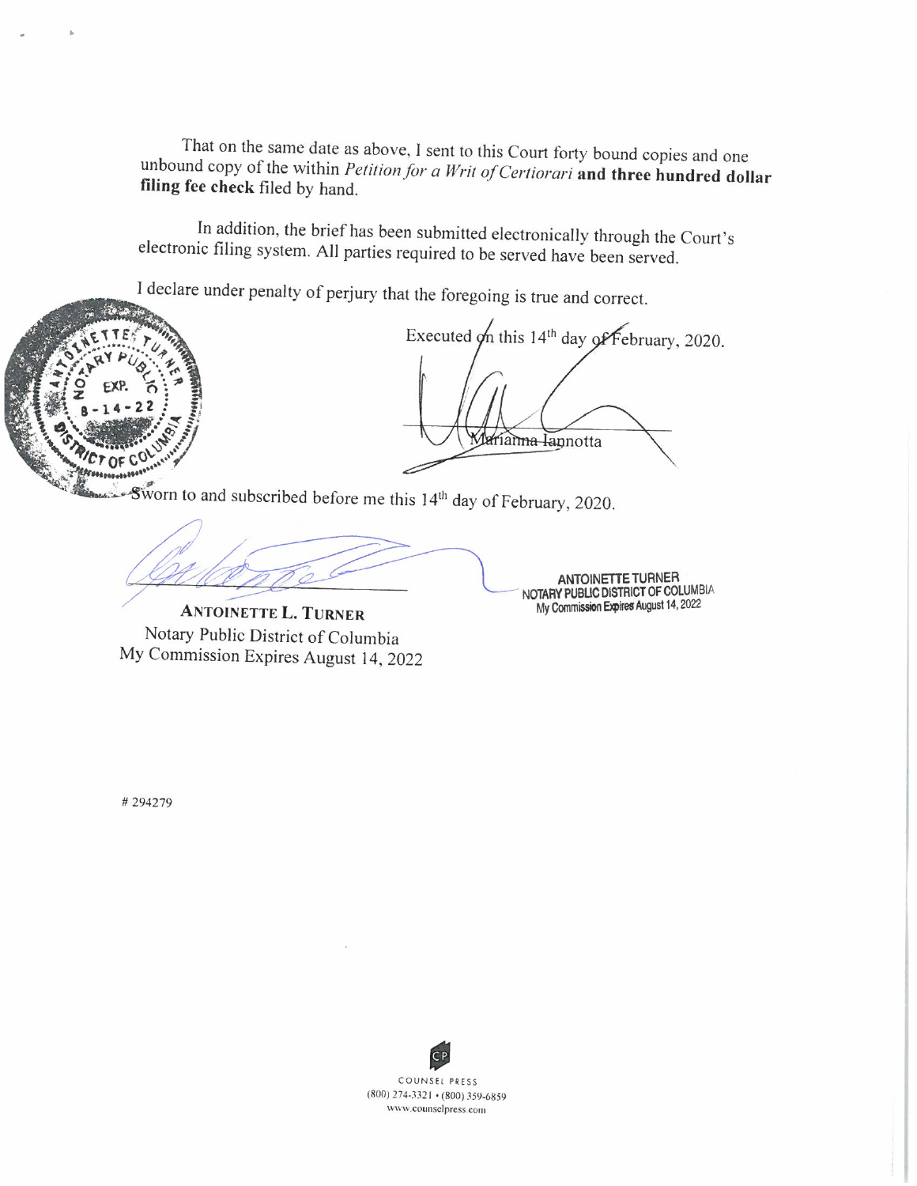That on the same date as above, I sent to this Court forty bound copies and one unbound copy of the within *Petition for a Writ of Certiorari* **and three hundred dollar filing fee check** filed by hand.

In addition, the brief has been submitted electronically through the Court's electronic filing system. All parties required to be served have been served.

I declare under penalty of perjury that the foregoing is true and correct.

Executed on this 14th day of February, 2020.

Marianna Iannotta

Sworn to and subscribed before me this 14th day of February, 2020.

ANTOINETTE L. TURNER
Notary Public District of Columbia
My Commission Expires August 14, 2022

ANTOINETTE TURNER
NOTARY PUBLIC DISTRICT OF COLUMBIA
My Commission Expires August 14, 2022

ANTOINETTE TURNER
NOTARY PUBLIC
EXP. 8-14-22
DISTRICT OF COLUMBIA

# 294279

COUNSEL PRESS
(800) 274-3321 • (800) 359-6859
www.counselpress.com